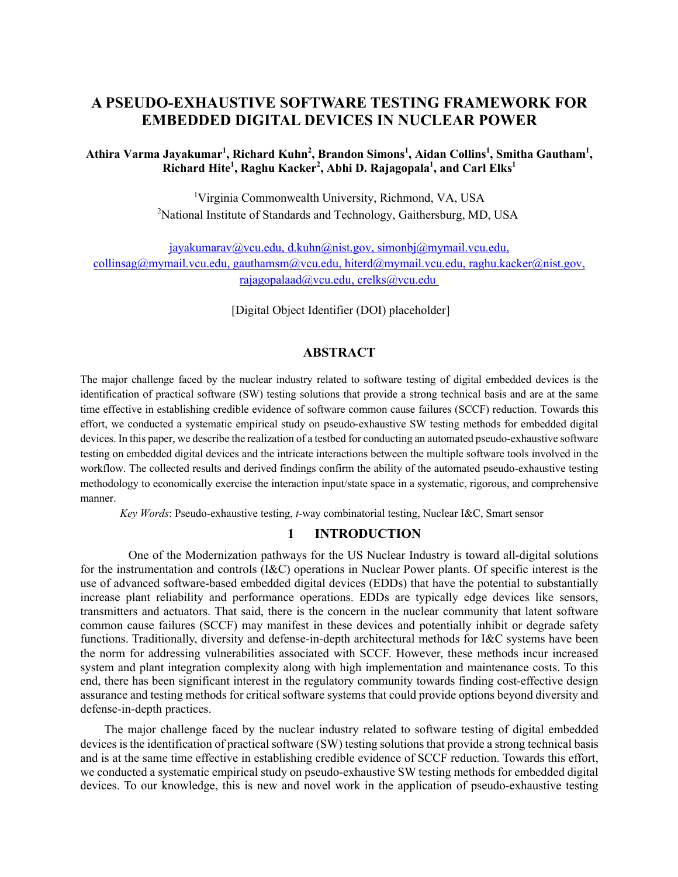# A PSEUDO-EXHAUSTIVE SOFTWARE TESTING FRAMEWORK FOR EMBEDDED DIGITAL DEVICES IN NUCLEAR POWER

**Athira Varma Jayakumar[1], Richard Kuhn[2], Brandon Simons[1], Aidan Collins[1], Smitha Gautham[1], Richard Hite[1], Raghu Kacker[2], Abhi D. Rajagopala[1], and Carl Elks[1]**

[1]Virginia Commonwealth University, Richmond, VA, USA
[2]National Institute of Standards and Technology, Gaithersburg, MD, USA

jayakumarav@vcu.edu, d.kuhn@nist.gov, simonbj@mymail.vcu.edu, collinsag@mymail.vcu.edu, gauthamsm@vcu.edu, hiterd@mymail.vcu.edu, raghu.kacker@nist.gov, rajagopalaad@vcu.edu, crelks@vcu.edu

[Digital Object Identifier (DOI) placeholder]

## ABSTRACT

The major challenge faced by the nuclear industry related to software testing of digital embedded devices is the identification of practical software (SW) testing solutions that provide a strong technical basis and are at the same time effective in establishing credible evidence of software common cause failures (SCCF) reduction. Towards this effort, we conducted a systematic empirical study on pseudo-exhaustive SW testing methods for embedded digital devices. In this paper, we describe the realization of a testbed for conducting an automated pseudo-exhaustive software testing on embedded digital devices and the intricate interactions between the multiple software tools involved in the workflow. The collected results and derived findings confirm the ability of the automated pseudo-exhaustive testing methodology to economically exercise the interaction input/state space in a systematic, rigorous, and comprehensive manner.

*Key Words*: Pseudo-exhaustive testing, *t*-way combinatorial testing, Nuclear I&C, Smart sensor

## 1 INTRODUCTION

One of the Modernization pathways for the US Nuclear Industry is toward all-digital solutions for the instrumentation and controls (I&C) operations in Nuclear Power plants. Of specific interest is the use of advanced software-based embedded digital devices (EDDs) that have the potential to substantially increase plant reliability and performance operations. EDDs are typically edge devices like sensors, transmitters and actuators. That said, there is the concern in the nuclear community that latent software common cause failures (SCCF) may manifest in these devices and potentially inhibit or degrade safety functions. Traditionally, diversity and defense-in-depth architectural methods for I&C systems have been the norm for addressing vulnerabilities associated with SCCF. However, these methods incur increased system and plant integration complexity along with high implementation and maintenance costs. To this end, there has been significant interest in the regulatory community towards finding cost-effective design assurance and testing methods for critical software systems that could provide options beyond diversity and defense-in-depth practices.

The major challenge faced by the nuclear industry related to software testing of digital embedded devices is the identification of practical software (SW) testing solutions that provide a strong technical basis and is at the same time effective in establishing credible evidence of SCCF reduction. Towards this effort, we conducted a systematic empirical study on pseudo-exhaustive SW testing methods for embedded digital devices. To our knowledge, this is new and novel work in the application of pseudo-exhaustive testing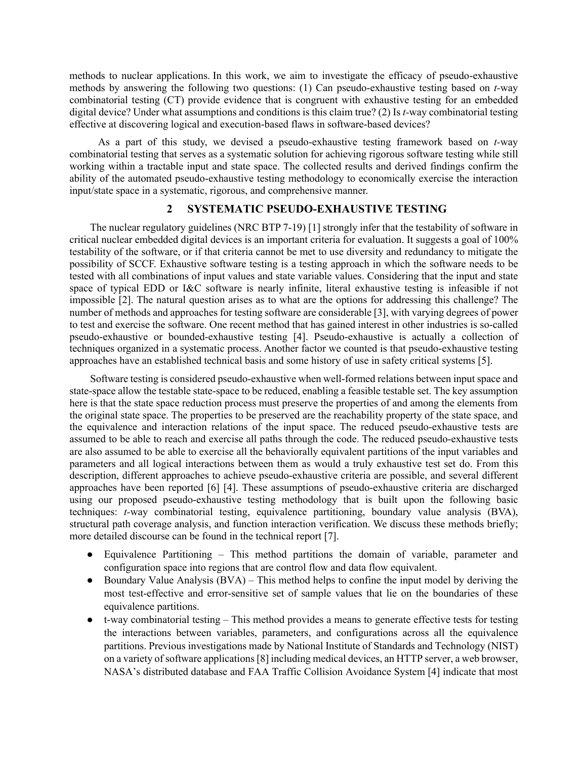methods to nuclear applications. In this work, we aim to investigate the efficacy of pseudo-exhaustive methods by answering the following two questions: (1) Can pseudo-exhaustive testing based on *t*-way combinatorial testing (CT) provide evidence that is congruent with exhaustive testing for an embedded digital device? Under what assumptions and conditions is this claim true? (2) Is *t*-way combinatorial testing effective at discovering logical and execution-based flaws in software-based devices?

As a part of this study, we devised a pseudo-exhaustive testing framework based on *t*-way combinatorial testing that serves as a systematic solution for achieving rigorous software testing while still working within a tractable input and state space. The collected results and derived findings confirm the ability of the automated pseudo-exhaustive testing methodology to economically exercise the interaction input/state space in a systematic, rigorous, and comprehensive manner.

## 2 SYSTEMATIC PSEUDO-EXHAUSTIVE TESTING

The nuclear regulatory guidelines (NRC BTP 7-19) [1] strongly infer that the testability of software in critical nuclear embedded digital devices is an important criteria for evaluation. It suggests a goal of 100% testability of the software, or if that criteria cannot be met to use diversity and redundancy to mitigate the possibility of SCCF. Exhaustive software testing is a testing approach in which the software needs to be tested with all combinations of input values and state variable values. Considering that the input and state space of typical EDD or I&C software is nearly infinite, literal exhaustive testing is infeasible if not impossible [2]. The natural question arises as to what are the options for addressing this challenge? The number of methods and approaches for testing software are considerable [3], with varying degrees of power to test and exercise the software. One recent method that has gained interest in other industries is so-called pseudo-exhaustive or bounded-exhaustive testing [4]. Pseudo-exhaustive is actually a collection of techniques organized in a systematic process. Another factor we counted is that pseudo-exhaustive testing approaches have an established technical basis and some history of use in safety critical systems [5].

Software testing is considered pseudo-exhaustive when well-formed relations between input space and state-space allow the testable state-space to be reduced, enabling a feasible testable set. The key assumption here is that the state space reduction process must preserve the properties of and among the elements from the original state space. The properties to be preserved are the reachability property of the state space, and the equivalence and interaction relations of the input space. The reduced pseudo-exhaustive tests are assumed to be able to reach and exercise all paths through the code. The reduced pseudo-exhaustive tests are also assumed to be able to exercise all the behaviorally equivalent partitions of the input variables and parameters and all logical interactions between them as would a truly exhaustive test set do. From this description, different approaches to achieve pseudo-exhaustive criteria are possible, and several different approaches have been reported [6] [4]. These assumptions of pseudo-exhaustive criteria are discharged using our proposed pseudo-exhaustive testing methodology that is built upon the following basic techniques: *t*-way combinatorial testing, equivalence partitioning, boundary value analysis (BVA), structural path coverage analysis, and function interaction verification. We discuss these methods briefly; more detailed discourse can be found in the technical report [7].

- Equivalence Partitioning – This method partitions the domain of variable, parameter and configuration space into regions that are control flow and data flow equivalent.
- Boundary Value Analysis (BVA) – This method helps to confine the input model by deriving the most test-effective and error-sensitive set of sample values that lie on the boundaries of these equivalence partitions.
- t-way combinatorial testing – This method provides a means to generate effective tests for testing the interactions between variables, parameters, and configurations across all the equivalence partitions. Previous investigations made by National Institute of Standards and Technology (NIST) on a variety of software applications [8] including medical devices, an HTTP server, a web browser, NASA's distributed database and FAA Traffic Collision Avoidance System [4] indicate that most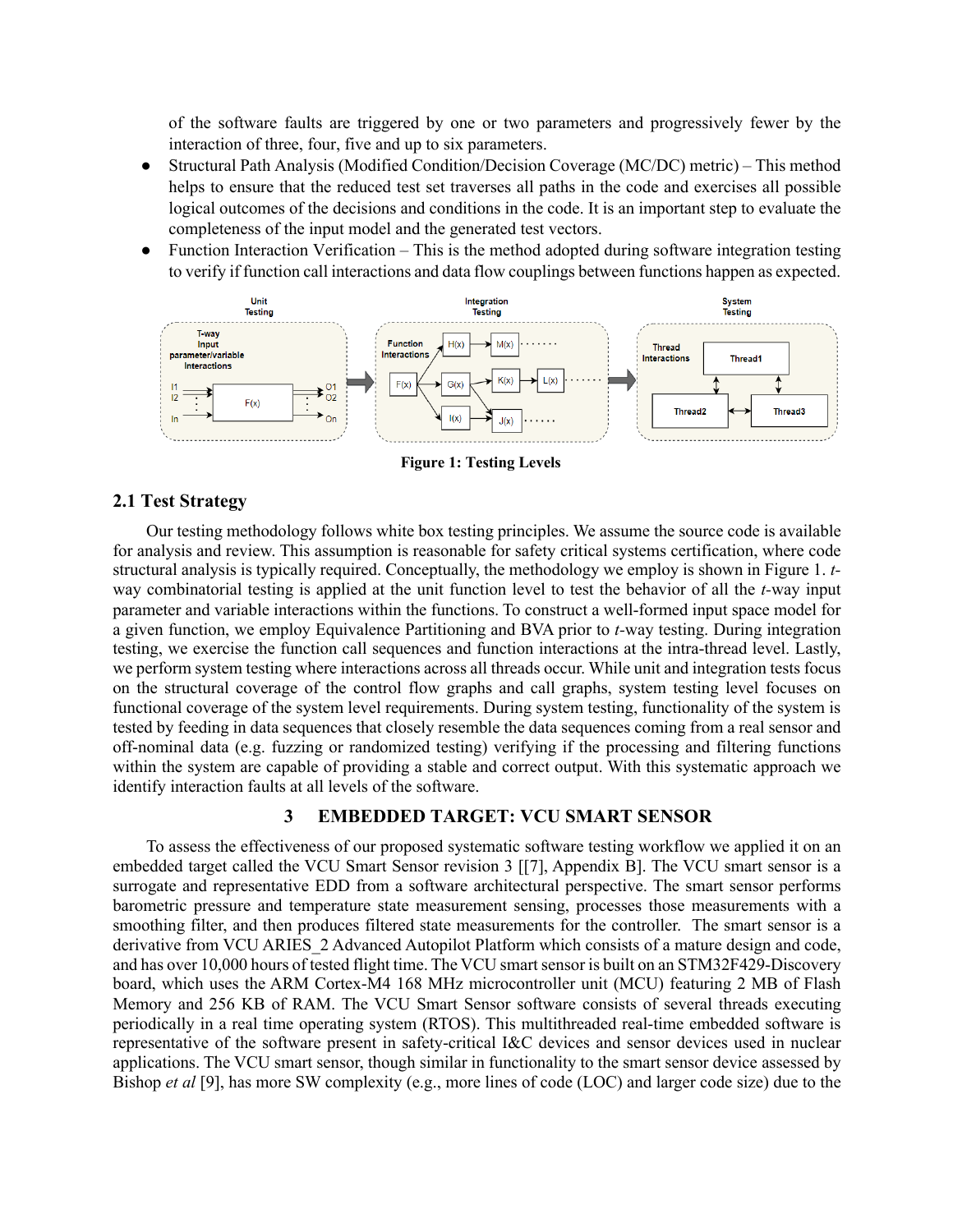of the software faults are triggered by one or two parameters and progressively fewer by the interaction of three, four, five and up to six parameters.

- Structural Path Analysis (Modified Condition/Decision Coverage (MC/DC) metric) – This method helps to ensure that the reduced test set traverses all paths in the code and exercises all possible logical outcomes of the decisions and conditions in the code. It is an important step to evaluate the completeness of the input model and the generated test vectors.
- Function Interaction Verification – This is the method adopted during software integration testing to verify if function call interactions and data flow couplings between functions happen as expected.

**Figure 1: Testing Levels**

## 2.1 Test Strategy

Our testing methodology follows white box testing principles. We assume the source code is available for analysis and review. This assumption is reasonable for safety critical systems certification, where code structural analysis is typically required. Conceptually, the methodology we employ is shown in Figure 1. *t*-way combinatorial testing is applied at the unit function level to test the behavior of all the *t*-way input parameter and variable interactions within the functions. To construct a well-formed input space model for a given function, we employ Equivalence Partitioning and BVA prior to *t*-way testing. During integration testing, we exercise the function call sequences and function interactions at the intra-thread level. Lastly, we perform system testing where interactions across all threads occur. While unit and integration tests focus on the structural coverage of the control flow graphs and call graphs, system testing level focuses on functional coverage of the system level requirements. During system testing, functionality of the system is tested by feeding in data sequences that closely resemble the data sequences coming from a real sensor and off-nominal data (e.g. fuzzing or randomized testing) verifying if the processing and filtering functions within the system are capable of providing a stable and correct output. With this systematic approach we identify interaction faults at all levels of the software.

# 3 EMBEDDED TARGET: VCU SMART SENSOR

To assess the effectiveness of our proposed systematic software testing workflow we applied it on an embedded target called the VCU Smart Sensor revision 3 [[7], Appendix B]. The VCU smart sensor is a surrogate and representative EDD from a software architectural perspective. The smart sensor performs barometric pressure and temperature state measurement sensing, processes those measurements with a smoothing filter, and then produces filtered state measurements for the controller. The smart sensor is a derivative from VCU ARIES_2 Advanced Autopilot Platform which consists of a mature design and code, and has over 10,000 hours of tested flight time. The VCU smart sensor is built on an STM32F429-Discovery board, which uses the ARM Cortex-M4 168 MHz microcontroller unit (MCU) featuring 2 MB of Flash Memory and 256 KB of RAM. The VCU Smart Sensor software consists of several threads executing periodically in a real time operating system (RTOS). This multithreaded real-time embedded software is representative of the software present in safety-critical I&C devices and sensor devices used in nuclear applications. The VCU smart sensor, though similar in functionality to the smart sensor device assessed by Bishop *et al* [9], has more SW complexity (e.g., more lines of code (LOC) and larger code size) due to the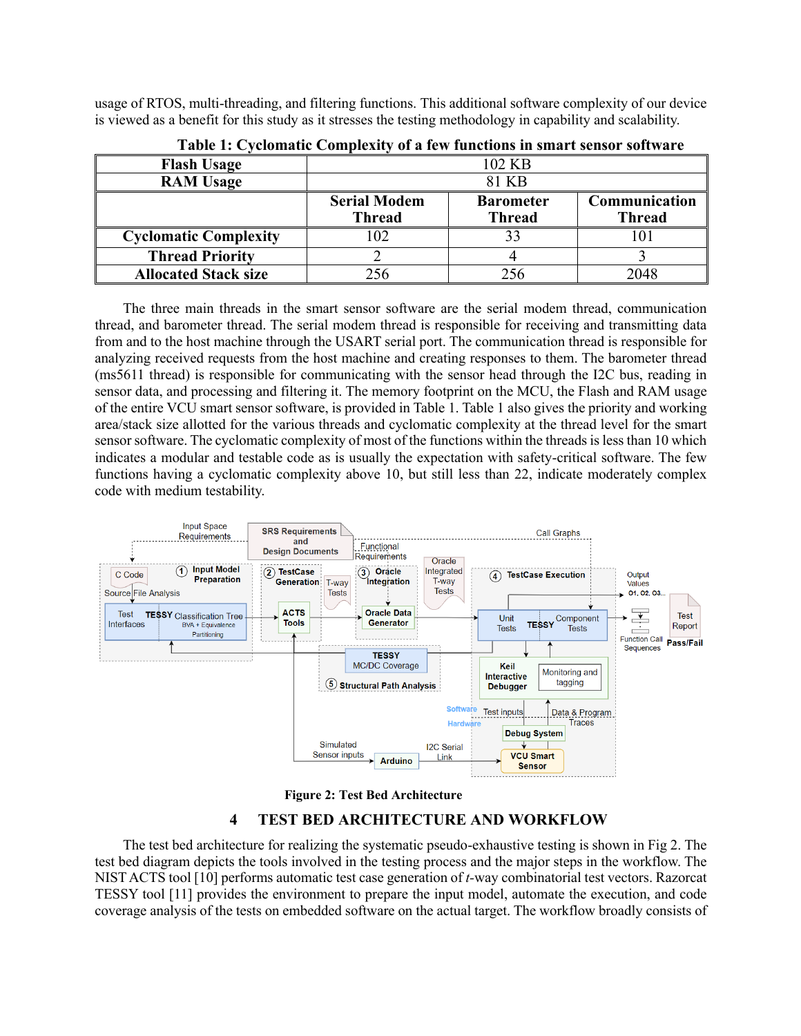usage of RTOS, multi-threading, and filtering functions. This additional software complexity of our device is viewed as a benefit for this study as it stresses the testing methodology in capability and scalability.

**Table 1: Cyclomatic Complexity of a few functions in smart sensor software**

| **Flash Usage** | 102 KB | | |
|---|---|---|---|
| **RAM Usage** | 81 KB | | |
| | **Serial Modem Thread** | **Barometer Thread** | **Communication Thread** |
| **Cyclomatic Complexity** | 102 | 33 | 101 |
| **Thread Priority** | 2 | 4 | 3 |
| **Allocated Stack size** | 256 | 256 | 2048 |

The three main threads in the smart sensor software are the serial modem thread, communication thread, and barometer thread. The serial modem thread is responsible for receiving and transmitting data from and to the host machine through the USART serial port. The communication thread is responsible for analyzing received requests from the host machine and creating responses to them. The barometer thread (ms5611 thread) is responsible for communicating with the sensor head through the I2C bus, reading in sensor data, and processing and filtering it. The memory footprint on the MCU, the Flash and RAM usage of the entire VCU smart sensor software, is provided in Table 1. Table 1 also gives the priority and working area/stack size allotted for the various threads and cyclomatic complexity at the thread level for the smart sensor software. The cyclomatic complexity of most of the functions within the threads is less than 10 which indicates a modular and testable code as is usually the expectation with safety-critical software. The few functions having a cyclomatic complexity above 10, but still less than 22, indicate moderately complex code with medium testability.

**Figure 2: Test Bed Architecture**

## 4 TEST BED ARCHITECTURE AND WORKFLOW

The test bed architecture for realizing the systematic pseudo-exhaustive testing is shown in Fig 2. The test bed diagram depicts the tools involved in the testing process and the major steps in the workflow. The NIST ACTS tool [10] performs automatic test case generation of *t*-way combinatorial test vectors. Razorcat TESSY tool [11] provides the environment to prepare the input model, automate the execution, and code coverage analysis of the tests on embedded software on the actual target. The workflow broadly consists of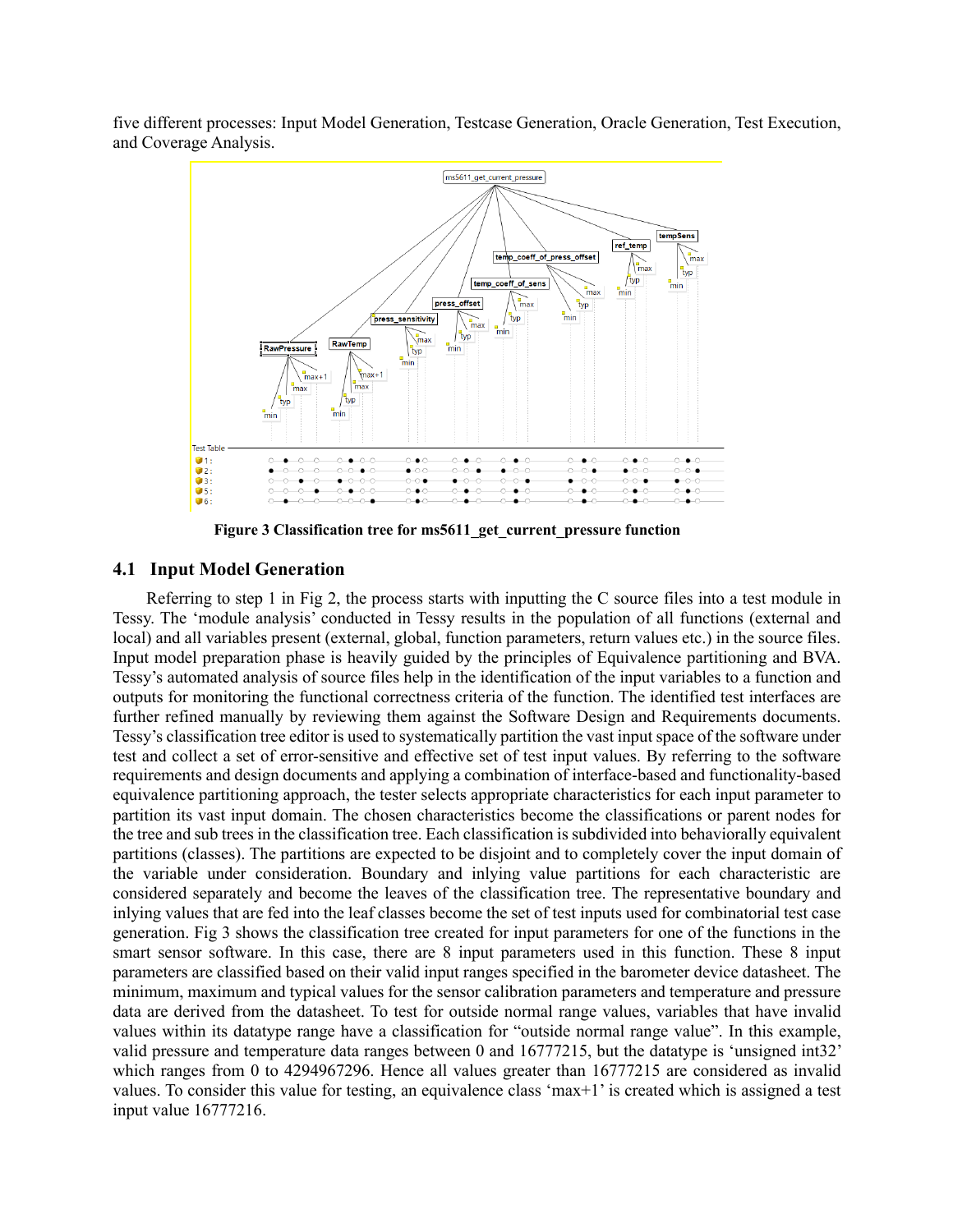five different processes: Input Model Generation, Testcase Generation, Oracle Generation, Test Execution, and Coverage Analysis.

**Figure 3 Classification tree for ms5611_get_current_pressure function**

## 4.1 Input Model Generation

Referring to step 1 in Fig 2, the process starts with inputting the C source files into a test module in Tessy. The 'module analysis' conducted in Tessy results in the population of all functions (external and local) and all variables present (external, global, function parameters, return values etc.) in the source files. Input model preparation phase is heavily guided by the principles of Equivalence partitioning and BVA. Tessy's automated analysis of source files help in the identification of the input variables to a function and outputs for monitoring the functional correctness criteria of the function. The identified test interfaces are further refined manually by reviewing them against the Software Design and Requirements documents. Tessy's classification tree editor is used to systematically partition the vast input space of the software under test and collect a set of error-sensitive and effective set of test input values. By referring to the software requirements and design documents and applying a combination of interface-based and functionality-based equivalence partitioning approach, the tester selects appropriate characteristics for each input parameter to partition its vast input domain. The chosen characteristics become the classifications or parent nodes for the tree and sub trees in the classification tree. Each classification is subdivided into behaviorally equivalent partitions (classes). The partitions are expected to be disjoint and to completely cover the input domain of the variable under consideration. Boundary and inlying value partitions for each characteristic are considered separately and become the leaves of the classification tree. The representative boundary and inlying values that are fed into the leaf classes become the set of test inputs used for combinatorial test case generation. Fig 3 shows the classification tree created for input parameters for one of the functions in the smart sensor software. In this case, there are 8 input parameters used in this function. These 8 input parameters are classified based on their valid input ranges specified in the barometer device datasheet. The minimum, maximum and typical values for the sensor calibration parameters and temperature and pressure data are derived from the datasheet. To test for outside normal range values, variables that have invalid values within its datatype range have a classification for "outside normal range value". In this example, valid pressure and temperature data ranges between 0 and 16777215, but the datatype is 'unsigned int32' which ranges from 0 to 4294967296. Hence all values greater than 16777215 are considered as invalid values. To consider this value for testing, an equivalence class 'max+1' is created which is assigned a test input value 16777216.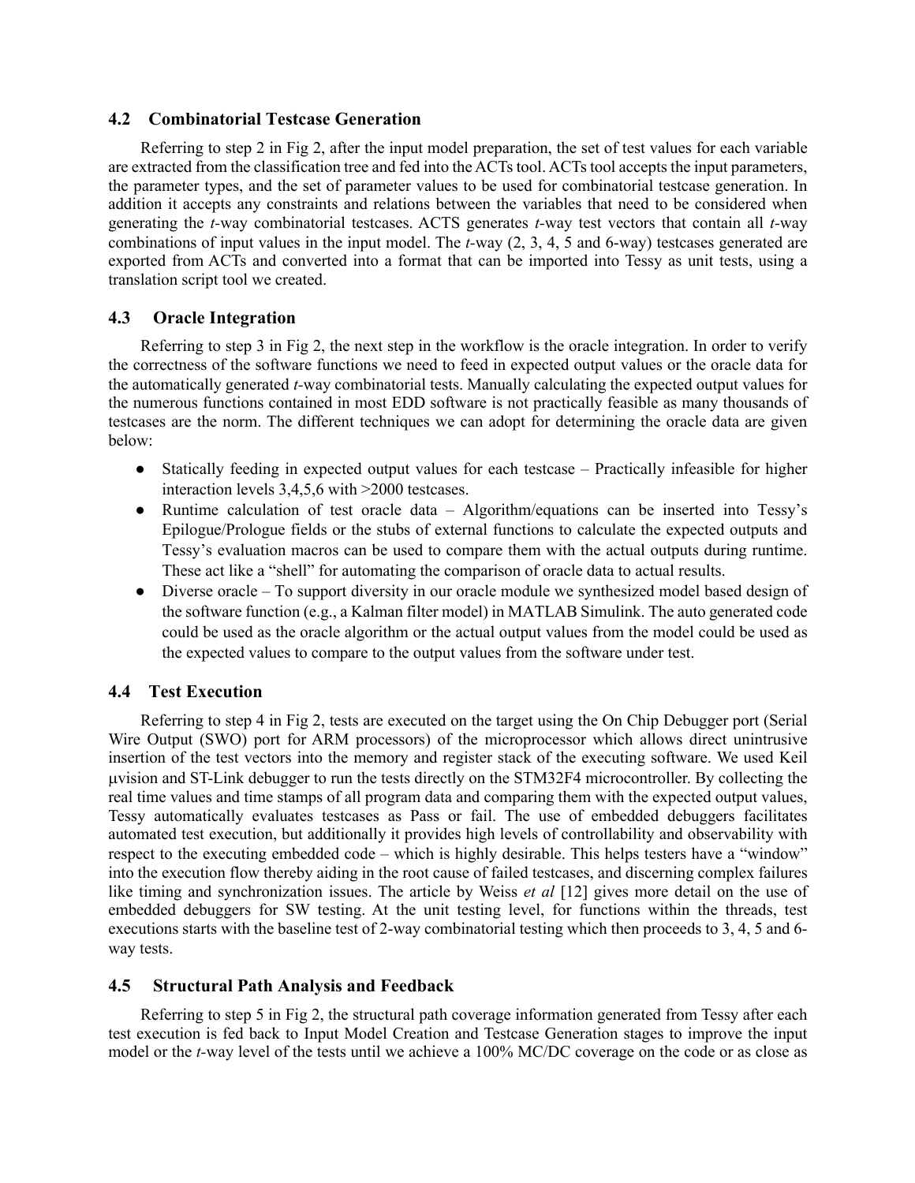### 4.2 Combinatorial Testcase Generation

Referring to step 2 in Fig 2, after the input model preparation, the set of test values for each variable are extracted from the classification tree and fed into the ACTs tool. ACTs tool accepts the input parameters, the parameter types, and the set of parameter values to be used for combinatorial testcase generation. In addition it accepts any constraints and relations between the variables that need to be considered when generating the *t*-way combinatorial testcases. ACTS generates *t*-way test vectors that contain all *t*-way combinations of input values in the input model. The *t*-way (2, 3, 4, 5 and 6-way) testcases generated are exported from ACTs and converted into a format that can be imported into Tessy as unit tests, using a translation script tool we created.

### 4.3 Oracle Integration

Referring to step 3 in Fig 2, the next step in the workflow is the oracle integration. In order to verify the correctness of the software functions we need to feed in expected output values or the oracle data for the automatically generated *t*-way combinatorial tests. Manually calculating the expected output values for the numerous functions contained in most EDD software is not practically feasible as many thousands of testcases are the norm. The different techniques we can adopt for determining the oracle data are given below:

- Statically feeding in expected output values for each testcase – Practically infeasible for higher interaction levels 3,4,5,6 with >2000 testcases.
- Runtime calculation of test oracle data – Algorithm/equations can be inserted into Tessy's Epilogue/Prologue fields or the stubs of external functions to calculate the expected outputs and Tessy's evaluation macros can be used to compare them with the actual outputs during runtime. These act like a "shell" for automating the comparison of oracle data to actual results.
- Diverse oracle – To support diversity in our oracle module we synthesized model based design of the software function (e.g., a Kalman filter model) in MATLAB Simulink. The auto generated code could be used as the oracle algorithm or the actual output values from the model could be used as the expected values to compare to the output values from the software under test.

### 4.4 Test Execution

Referring to step 4 in Fig 2, tests are executed on the target using the On Chip Debugger port (Serial Wire Output (SWO) port for ARM processors) of the microprocessor which allows direct unintrusive insertion of the test vectors into the memory and register stack of the executing software. We used Keil µvision and ST-Link debugger to run the tests directly on the STM32F4 microcontroller. By collecting the real time values and time stamps of all program data and comparing them with the expected output values, Tessy automatically evaluates testcases as Pass or fail. The use of embedded debuggers facilitates automated test execution, but additionally it provides high levels of controllability and observability with respect to the executing embedded code – which is highly desirable. This helps testers have a "window" into the execution flow thereby aiding in the root cause of failed testcases, and discerning complex failures like timing and synchronization issues. The article by Weiss *et al* [12] gives more detail on the use of embedded debuggers for SW testing. At the unit testing level, for functions within the threads, test executions starts with the baseline test of 2-way combinatorial testing which then proceeds to 3, 4, 5 and 6-way tests.

### 4.5 Structural Path Analysis and Feedback

Referring to step 5 in Fig 2, the structural path coverage information generated from Tessy after each test execution is fed back to Input Model Creation and Testcase Generation stages to improve the input model or the *t*-way level of the tests until we achieve a 100% MC/DC coverage on the code or as close as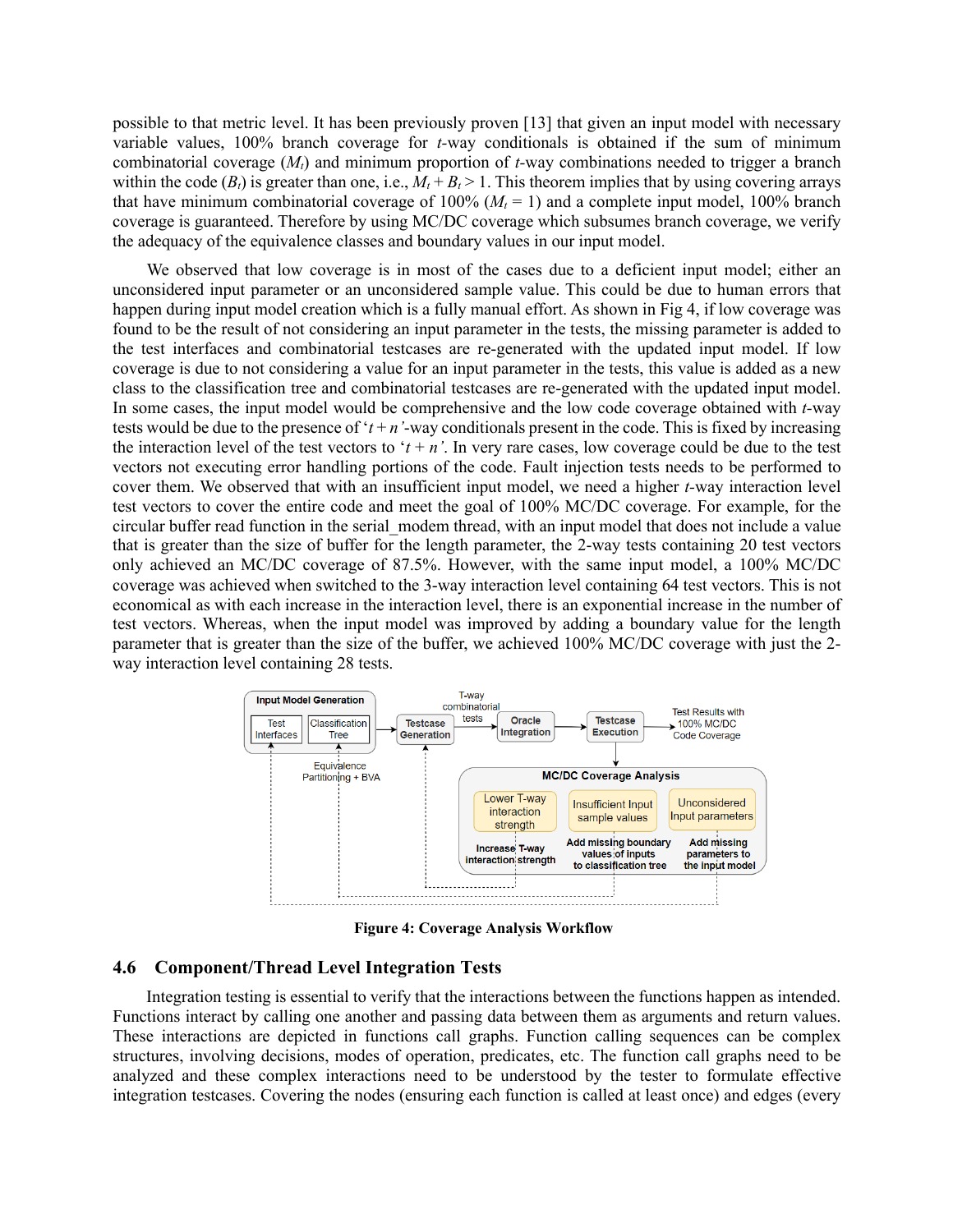possible to that metric level. It has been previously proven [13] that given an input model with necessary variable values, 100% branch coverage for *t*-way conditionals is obtained if the sum of minimum combinatorial coverage ($M_t$) and minimum proportion of *t*-way combinations needed to trigger a branch within the code ($B_t$) is greater than one, i.e., $M_t + B_t > 1$. This theorem implies that by using covering arrays that have minimum combinatorial coverage of 100% ($M_t = 1$) and a complete input model, 100% branch coverage is guaranteed. Therefore by using MC/DC coverage which subsumes branch coverage, we verify the adequacy of the equivalence classes and boundary values in our input model.

We observed that low coverage is in most of the cases due to a deficient input model; either an unconsidered input parameter or an unconsidered sample value. This could be due to human errors that happen during input model creation which is a fully manual effort. As shown in Fig 4, if low coverage was found to be the result of not considering an input parameter in the tests, the missing parameter is added to the test interfaces and combinatorial testcases are re-generated with the updated input model. If low coverage is due to not considering a value for an input parameter in the tests, this value is added as a new class to the classification tree and combinatorial testcases are re-generated with the updated input model. In some cases, the input model would be comprehensive and the low code coverage obtained with *t*-way tests would be due to the presence of '$t + n$'-way conditionals present in the code. This is fixed by increasing the interaction level of the test vectors to '$t + n$'. In very rare cases, low coverage could be due to the test vectors not executing error handling portions of the code. Fault injection tests needs to be performed to cover them. We observed that with an insufficient input model, we need a higher *t*-way interaction level test vectors to cover the entire code and meet the goal of 100% MC/DC coverage. For example, for the circular buffer read function in the serial_modem thread, with an input model that does not include a value that is greater than the size of buffer for the length parameter, the 2-way tests containing 20 test vectors only achieved an MC/DC coverage of 87.5%. However, with the same input model, a 100% MC/DC coverage was achieved when switched to the 3-way interaction level containing 64 test vectors. This is not economical as with each increase in the interaction level, there is an exponential increase in the number of test vectors. Whereas, when the input model was improved by adding a boundary value for the length parameter that is greater than the size of the buffer, we achieved 100% MC/DC coverage with just the 2-way interaction level containing 28 tests.

**Figure 4: Coverage Analysis Workflow**

## 4.6 Component/Thread Level Integration Tests

Integration testing is essential to verify that the interactions between the functions happen as intended. Functions interact by calling one another and passing data between them as arguments and return values. These interactions are depicted in functions call graphs. Function calling sequences can be complex structures, involving decisions, modes of operation, predicates, etc. The function call graphs need to be analyzed and these complex interactions need to be understood by the tester to formulate effective integration testcases. Covering the nodes (ensuring each function is called at least once) and edges (every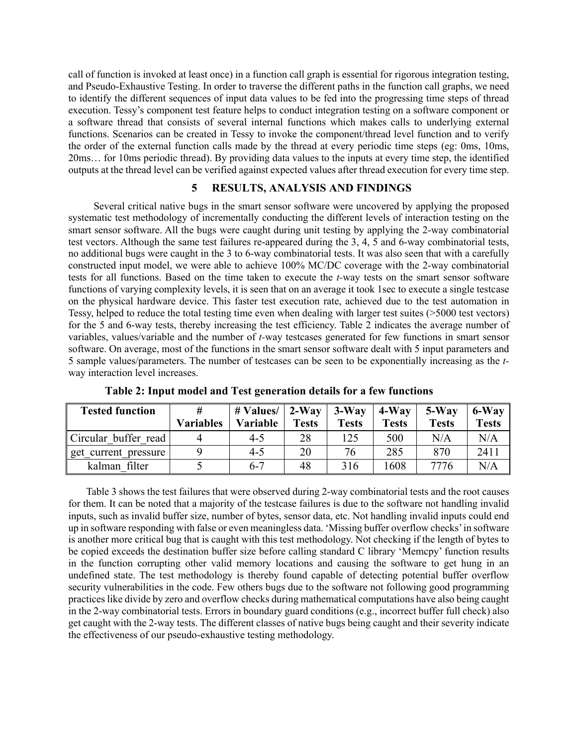call of function is invoked at least once) in a function call graph is essential for rigorous integration testing, and Pseudo-Exhaustive Testing. In order to traverse the different paths in the function call graphs, we need to identify the different sequences of input data values to be fed into the progressing time steps of thread execution. Tessy's component test feature helps to conduct integration testing on a software component or a software thread that consists of several internal functions which makes calls to underlying external functions. Scenarios can be created in Tessy to invoke the component/thread level function and to verify the order of the external function calls made by the thread at every periodic time steps (eg: 0ms, 10ms, 20ms… for 10ms periodic thread). By providing data values to the inputs at every time step, the identified outputs at the thread level can be verified against expected values after thread execution for every time step.

## 5 RESULTS, ANALYSIS AND FINDINGS

Several critical native bugs in the smart sensor software were uncovered by applying the proposed systematic test methodology of incrementally conducting the different levels of interaction testing on the smart sensor software. All the bugs were caught during unit testing by applying the 2-way combinatorial test vectors. Although the same test failures re-appeared during the 3, 4, 5 and 6-way combinatorial tests, no additional bugs were caught in the 3 to 6-way combinatorial tests. It was also seen that with a carefully constructed input model, we were able to achieve 100% MC/DC coverage with the 2-way combinatorial tests for all functions. Based on the time taken to execute the *t*-way tests on the smart sensor software functions of varying complexity levels, it is seen that on an average it took 1sec to execute a single testcase on the physical hardware device. This faster test execution rate, achieved due to the test automation in Tessy, helped to reduce the total testing time even when dealing with larger test suites (>5000 test vectors) for the 5 and 6-way tests, thereby increasing the test efficiency. Table 2 indicates the average number of variables, values/variable and the number of *t*-way testcases generated for few functions in smart sensor software. On average, most of the functions in the smart sensor software dealt with 5 input parameters and 5 sample values/parameters. The number of testcases can be seen to be exponentially increasing as the *t*-way interaction level increases.

**Table 2: Input model and Test generation details for a few functions**

| Tested function | # Variables | # Values/ Variable | 2-Way Tests | 3-Way Tests | 4-Way Tests | 5-Way Tests | 6-Way Tests |
|---|---|---|---|---|---|---|---|
| Circular_buffer_read | 4 | 4-5 | 28 | 125 | 500 | N/A | N/A |
| get_current_pressure | 9 | 4-5 | 20 | 76 | 285 | 870 | 2411 |
| kalman_filter | 5 | 6-7 | 48 | 316 | 1608 | 7776 | N/A |

Table 3 shows the test failures that were observed during 2-way combinatorial tests and the root causes for them. It can be noted that a majority of the testcase failures is due to the software not handling invalid inputs, such as invalid buffer size, number of bytes, sensor data, etc. Not handling invalid inputs could end up in software responding with false or even meaningless data. 'Missing buffer overflow checks' in software is another more critical bug that is caught with this test methodology. Not checking if the length of bytes to be copied exceeds the destination buffer size before calling standard C library 'Memcpy' function results in the function corrupting other valid memory locations and causing the software to get hung in an undefined state. The test methodology is thereby found capable of detecting potential buffer overflow security vulnerabilities in the code. Few others bugs due to the software not following good programming practices like divide by zero and overflow checks during mathematical computations have also being caught in the 2-way combinatorial tests. Errors in boundary guard conditions (e.g., incorrect buffer full check) also get caught with the 2-way tests. The different classes of native bugs being caught and their severity indicate the effectiveness of our pseudo-exhaustive testing methodology.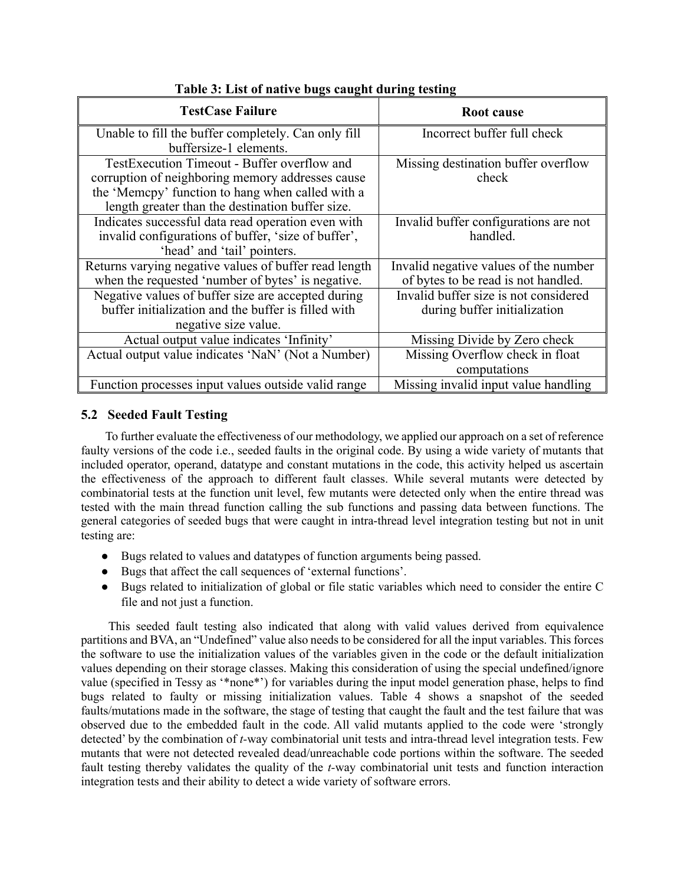**Table 3: List of native bugs caught during testing**

| TestCase Failure | Root cause |
|---|---|
| Unable to fill the buffer completely. Can only fill buffersize-1 elements. | Incorrect buffer full check |
| TestExecution Timeout - Buffer overflow and corruption of neighboring memory addresses cause the 'Memcpy' function to hang when called with a length greater than the destination buffer size. | Missing destination buffer overflow check |
| Indicates successful data read operation even with invalid configurations of buffer, 'size of buffer', 'head' and 'tail' pointers. | Invalid buffer configurations are not handled. |
| Returns varying negative values of buffer read length when the requested 'number of bytes' is negative. | Invalid negative values of the number of bytes to be read is not handled. |
| Negative values of buffer size are accepted during buffer initialization and the buffer is filled with negative size value. | Invalid buffer size is not considered during buffer initialization |
| Actual output value indicates 'Infinity' | Missing Divide by Zero check |
| Actual output value indicates 'NaN' (Not a Number) | Missing Overflow check in float computations |
| Function processes input values outside valid range | Missing invalid input value handling |

## 5.2 Seeded Fault Testing

To further evaluate the effectiveness of our methodology, we applied our approach on a set of reference faulty versions of the code i.e., seeded faults in the original code. By using a wide variety of mutants that included operator, operand, datatype and constant mutations in the code, this activity helped us ascertain the effectiveness of the approach to different fault classes. While several mutants were detected by combinatorial tests at the function unit level, few mutants were detected only when the entire thread was tested with the main thread function calling the sub functions and passing data between functions. The general categories of seeded bugs that were caught in intra-thread level integration testing but not in unit testing are:

- Bugs related to values and datatypes of function arguments being passed.
- Bugs that affect the call sequences of 'external functions'.
- Bugs related to initialization of global or file static variables which need to consider the entire C file and not just a function.

This seeded fault testing also indicated that along with valid values derived from equivalence partitions and BVA, an "Undefined" value also needs to be considered for all the input variables. This forces the software to use the initialization values of the variables given in the code or the default initialization values depending on their storage classes. Making this consideration of using the special undefined/ignore value (specified in Tessy as '*none*') for variables during the input model generation phase, helps to find bugs related to faulty or missing initialization values. Table 4 shows a snapshot of the seeded faults/mutations made in the software, the stage of testing that caught the fault and the test failure that was observed due to the embedded fault in the code. All valid mutants applied to the code were 'strongly detected' by the combination of *t*-way combinatorial unit tests and intra-thread level integration tests. Few mutants that were not detected revealed dead/unreachable code portions within the software. The seeded fault testing thereby validates the quality of the *t*-way combinatorial unit tests and function interaction integration tests and their ability to detect a wide variety of software errors.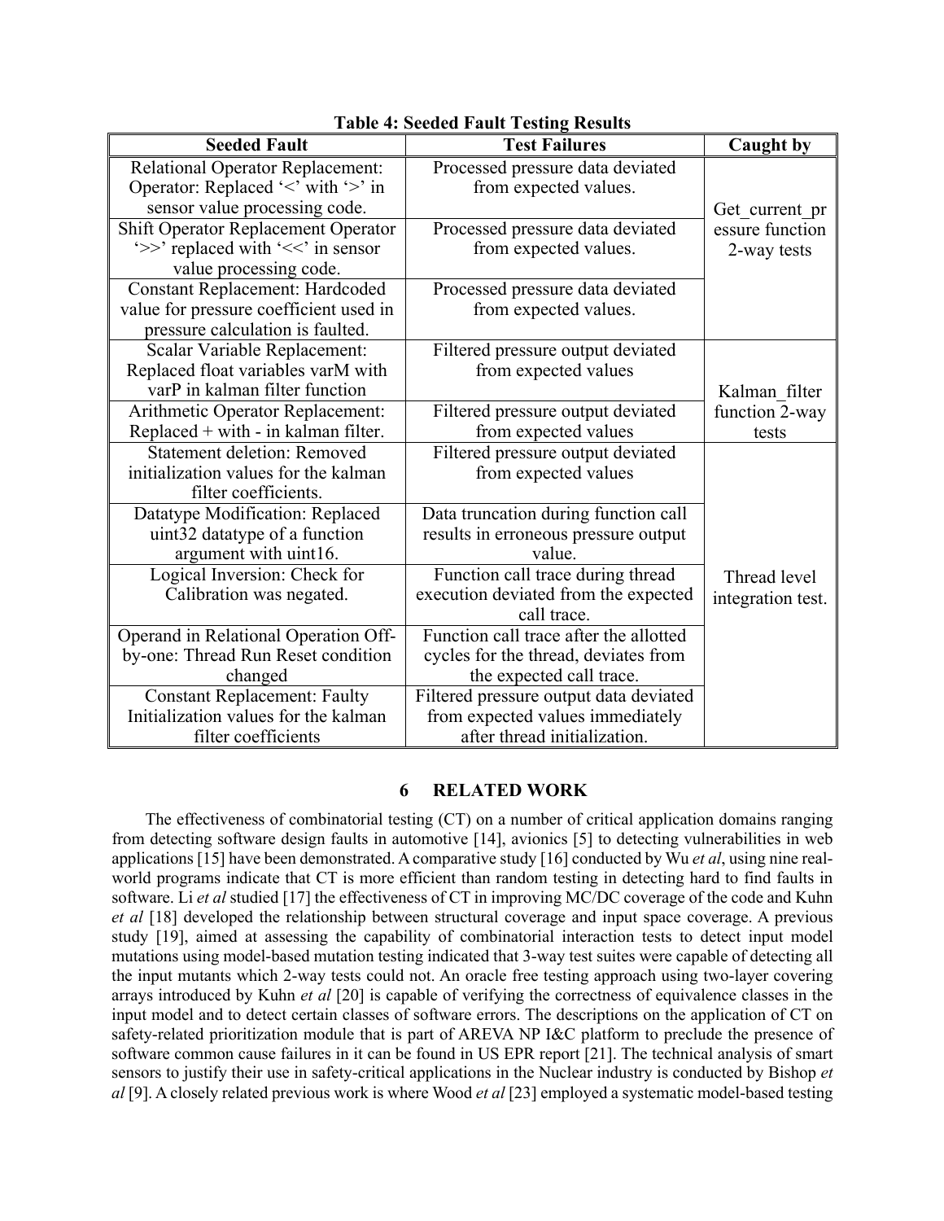**Table 4: Seeded Fault Testing Results**

| Seeded Fault | Test Failures | Caught by |
|---|---|---|
| Relational Operator Replacement: Operator: Replaced '<' with '>' in sensor value processing code. | Processed pressure data deviated from expected values. | Get_current_pressure function 2-way tests |
| Shift Operator Replacement Operator '>>' replaced with '<<' in sensor value processing code. | Processed pressure data deviated from expected values. | |
| Constant Replacement: Hardcoded value for pressure coefficient used in pressure calculation is faulted. | Processed pressure data deviated from expected values. | |
| Scalar Variable Replacement: Replaced float variables varM with varP in kalman filter function | Filtered pressure output deviated from expected values | Kalman_filter function 2-way tests |
| Arithmetic Operator Replacement: Replaced + with - in kalman filter. | Filtered pressure output deviated from expected values | |
| Statement deletion: Removed initialization values for the kalman filter coefficients. | Filtered pressure output deviated from expected values | Thread level integration test. |
| Datatype Modification: Replaced uint32 datatype of a function argument with uint16. | Data truncation during function call results in erroneous pressure output value. | |
| Logical Inversion: Check for Calibration was negated. | Function call trace during thread execution deviated from the expected call trace. | |
| Operand in Relational Operation Off-by-one: Thread Run Reset condition changed | Function call trace after the allotted cycles for the thread, deviates from the expected call trace. | |
| Constant Replacement: Faulty Initialization values for the kalman filter coefficients | Filtered pressure output data deviated from expected values immediately after thread initialization. | |

## 6 RELATED WORK

The effectiveness of combinatorial testing (CT) on a number of critical application domains ranging from detecting software design faults in automotive [14], avionics [5] to detecting vulnerabilities in web applications [15] have been demonstrated. A comparative study [16] conducted by Wu *et al*, using nine real-world programs indicate that CT is more efficient than random testing in detecting hard to find faults in software. Li *et al* studied [17] the effectiveness of CT in improving MC/DC coverage of the code and Kuhn *et al* [18] developed the relationship between structural coverage and input space coverage. A previous study [19], aimed at assessing the capability of combinatorial interaction tests to detect input model mutations using model-based mutation testing indicated that 3-way test suites were capable of detecting all the input mutants which 2-way tests could not. An oracle free testing approach using two-layer covering arrays introduced by Kuhn *et al* [20] is capable of verifying the correctness of equivalence classes in the input model and to detect certain classes of software errors. The descriptions on the application of CT on safety-related prioritization module that is part of AREVA NP I&C platform to preclude the presence of software common cause failures in it can be found in US EPR report [21]. The technical analysis of smart sensors to justify their use in safety-critical applications in the Nuclear industry is conducted by Bishop *et al* [9]. A closely related previous work is where Wood *et al* [23] employed a systematic model-based testing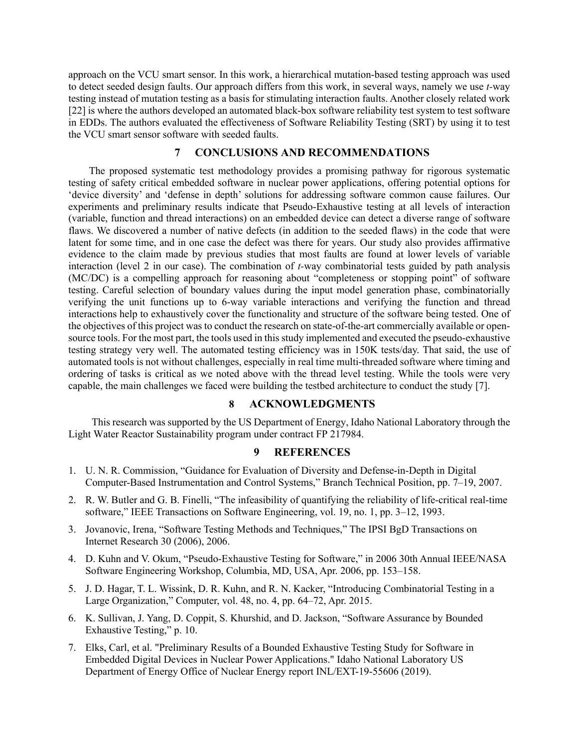approach on the VCU smart sensor. In this work, a hierarchical mutation-based testing approach was used to detect seeded design faults. Our approach differs from this work, in several ways, namely we use *t*-way testing instead of mutation testing as a basis for stimulating interaction faults. Another closely related work [22] is where the authors developed an automated black-box software reliability test system to test software in EDDs. The authors evaluated the effectiveness of Software Reliability Testing (SRT) by using it to test the VCU smart sensor software with seeded faults.

## 7 CONCLUSIONS AND RECOMMENDATIONS

The proposed systematic test methodology provides a promising pathway for rigorous systematic testing of safety critical embedded software in nuclear power applications, offering potential options for 'device diversity' and 'defense in depth' solutions for addressing software common cause failures. Our experiments and preliminary results indicate that Pseudo-Exhaustive testing at all levels of interaction (variable, function and thread interactions) on an embedded device can detect a diverse range of software flaws. We discovered a number of native defects (in addition to the seeded flaws) in the code that were latent for some time, and in one case the defect was there for years. Our study also provides affirmative evidence to the claim made by previous studies that most faults are found at lower levels of variable interaction (level 2 in our case). The combination of *t*-way combinatorial tests guided by path analysis (MC/DC) is a compelling approach for reasoning about "completeness or stopping point" of software testing. Careful selection of boundary values during the input model generation phase, combinatorially verifying the unit functions up to 6-way variable interactions and verifying the function and thread interactions help to exhaustively cover the functionality and structure of the software being tested. One of the objectives of this project was to conduct the research on state-of-the-art commercially available or open-source tools. For the most part, the tools used in this study implemented and executed the pseudo-exhaustive testing strategy very well. The automated testing efficiency was in 150K tests/day. That said, the use of automated tools is not without challenges, especially in real time multi-threaded software where timing and ordering of tasks is critical as we noted above with the thread level testing. While the tools were very capable, the main challenges we faced were building the testbed architecture to conduct the study [7].

## 8 ACKNOWLEDGMENTS

This research was supported by the US Department of Energy, Idaho National Laboratory through the Light Water Reactor Sustainability program under contract FP 217984.

## 9 REFERENCES

1. U. N. R. Commission, "Guidance for Evaluation of Diversity and Defense-in-Depth in Digital Computer-Based Instrumentation and Control Systems," Branch Technical Position, pp. 7–19, 2007.
2. R. W. Butler and G. B. Finelli, "The infeasibility of quantifying the reliability of life-critical real-time software," IEEE Transactions on Software Engineering, vol. 19, no. 1, pp. 3–12, 1993.
3. Jovanovic, Irena, "Software Testing Methods and Techniques," The IPSI BgD Transactions on Internet Research 30 (2006), 2006.
4. D. Kuhn and V. Okum, "Pseudo-Exhaustive Testing for Software," in 2006 30th Annual IEEE/NASA Software Engineering Workshop, Columbia, MD, USA, Apr. 2006, pp. 153–158.
5. J. D. Hagar, T. L. Wissink, D. R. Kuhn, and R. N. Kacker, "Introducing Combinatorial Testing in a Large Organization," Computer, vol. 48, no. 4, pp. 64–72, Apr. 2015.
6. K. Sullivan, J. Yang, D. Coppit, S. Khurshid, and D. Jackson, "Software Assurance by Bounded Exhaustive Testing," p. 10.
7. Elks, Carl, et al. "Preliminary Results of a Bounded Exhaustive Testing Study for Software in Embedded Digital Devices in Nuclear Power Applications." Idaho National Laboratory US Department of Energy Office of Nuclear Energy report INL/EXT-19-55606 (2019).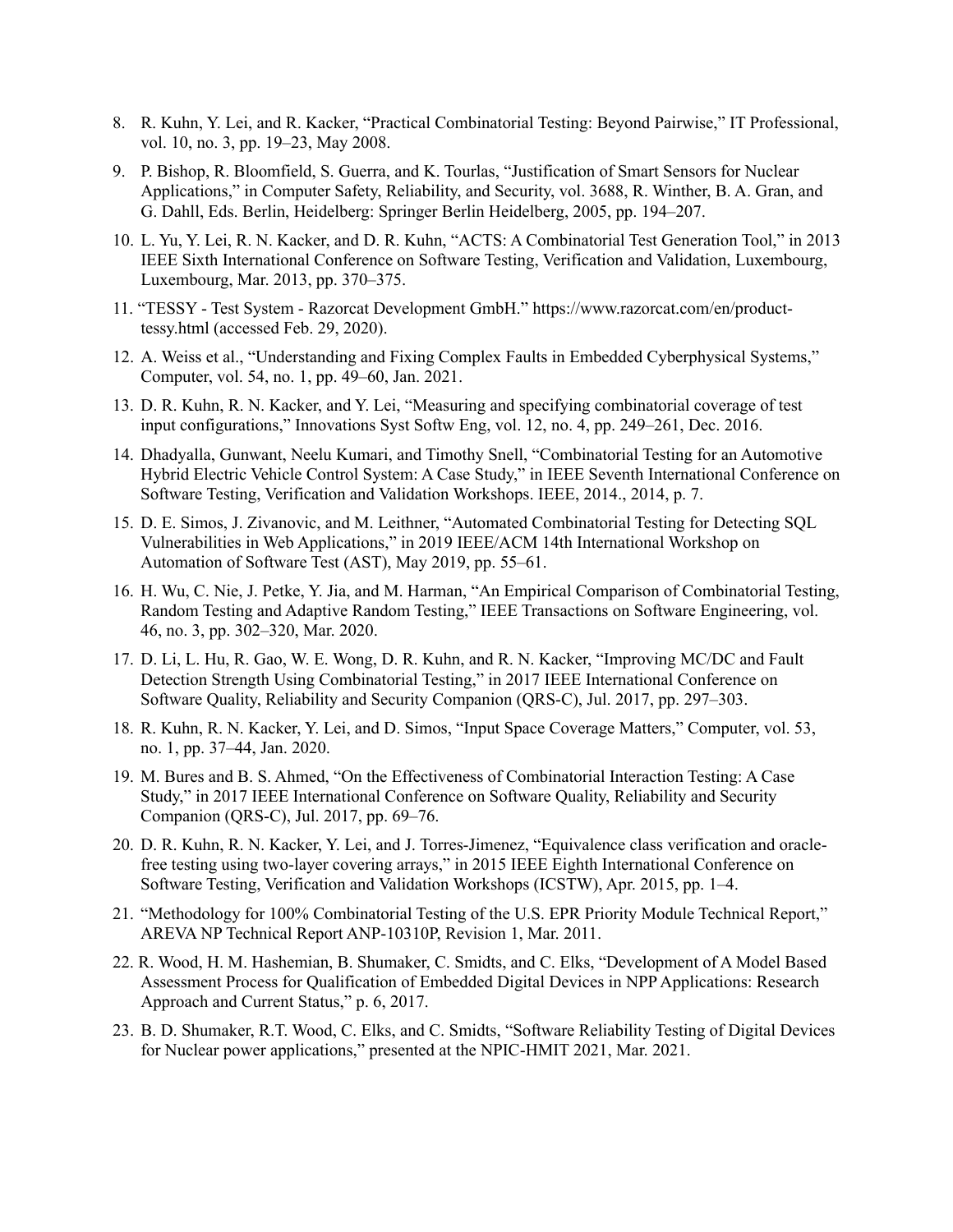8. R. Kuhn, Y. Lei, and R. Kacker, "Practical Combinatorial Testing: Beyond Pairwise," IT Professional, vol. 10, no. 3, pp. 19–23, May 2008.
9. P. Bishop, R. Bloomfield, S. Guerra, and K. Tourlas, "Justification of Smart Sensors for Nuclear Applications," in Computer Safety, Reliability, and Security, vol. 3688, R. Winther, B. A. Gran, and G. Dahll, Eds. Berlin, Heidelberg: Springer Berlin Heidelberg, 2005, pp. 194–207.
10. L. Yu, Y. Lei, R. N. Kacker, and D. R. Kuhn, "ACTS: A Combinatorial Test Generation Tool," in 2013 IEEE Sixth International Conference on Software Testing, Verification and Validation, Luxembourg, Luxembourg, Mar. 2013, pp. 370–375.
11. "TESSY - Test System - Razorcat Development GmbH." https://www.razorcat.com/en/product-tessy.html (accessed Feb. 29, 2020).
12. A. Weiss et al., "Understanding and Fixing Complex Faults in Embedded Cyberphysical Systems," Computer, vol. 54, no. 1, pp. 49–60, Jan. 2021.
13. D. R. Kuhn, R. N. Kacker, and Y. Lei, "Measuring and specifying combinatorial coverage of test input configurations," Innovations Syst Softw Eng, vol. 12, no. 4, pp. 249–261, Dec. 2016.
14. Dhadyalla, Gunwant, Neelu Kumari, and Timothy Snell, "Combinatorial Testing for an Automotive Hybrid Electric Vehicle Control System: A Case Study," in IEEE Seventh International Conference on Software Testing, Verification and Validation Workshops. IEEE, 2014., 2014, p. 7.
15. D. E. Simos, J. Zivanovic, and M. Leithner, "Automated Combinatorial Testing for Detecting SQL Vulnerabilities in Web Applications," in 2019 IEEE/ACM 14th International Workshop on Automation of Software Test (AST), May 2019, pp. 55–61.
16. H. Wu, C. Nie, J. Petke, Y. Jia, and M. Harman, "An Empirical Comparison of Combinatorial Testing, Random Testing and Adaptive Random Testing," IEEE Transactions on Software Engineering, vol. 46, no. 3, pp. 302–320, Mar. 2020.
17. D. Li, L. Hu, R. Gao, W. E. Wong, D. R. Kuhn, and R. N. Kacker, "Improving MC/DC and Fault Detection Strength Using Combinatorial Testing," in 2017 IEEE International Conference on Software Quality, Reliability and Security Companion (QRS-C), Jul. 2017, pp. 297–303.
18. R. Kuhn, R. N. Kacker, Y. Lei, and D. Simos, "Input Space Coverage Matters," Computer, vol. 53, no. 1, pp. 37–44, Jan. 2020.
19. M. Bures and B. S. Ahmed, "On the Effectiveness of Combinatorial Interaction Testing: A Case Study," in 2017 IEEE International Conference on Software Quality, Reliability and Security Companion (QRS-C), Jul. 2017, pp. 69–76.
20. D. R. Kuhn, R. N. Kacker, Y. Lei, and J. Torres-Jimenez, "Equivalence class verification and oracle-free testing using two-layer covering arrays," in 2015 IEEE Eighth International Conference on Software Testing, Verification and Validation Workshops (ICSTW), Apr. 2015, pp. 1–4.
21. "Methodology for 100% Combinatorial Testing of the U.S. EPR Priority Module Technical Report," AREVA NP Technical Report ANP-10310P, Revision 1, Mar. 2011.
22. R. Wood, H. M. Hashemian, B. Shumaker, C. Smidts, and C. Elks, "Development of A Model Based Assessment Process for Qualification of Embedded Digital Devices in NPP Applications: Research Approach and Current Status," p. 6, 2017.
23. B. D. Shumaker, R.T. Wood, C. Elks, and C. Smidts, "Software Reliability Testing of Digital Devices for Nuclear power applications," presented at the NPIC-HMIT 2021, Mar. 2021.